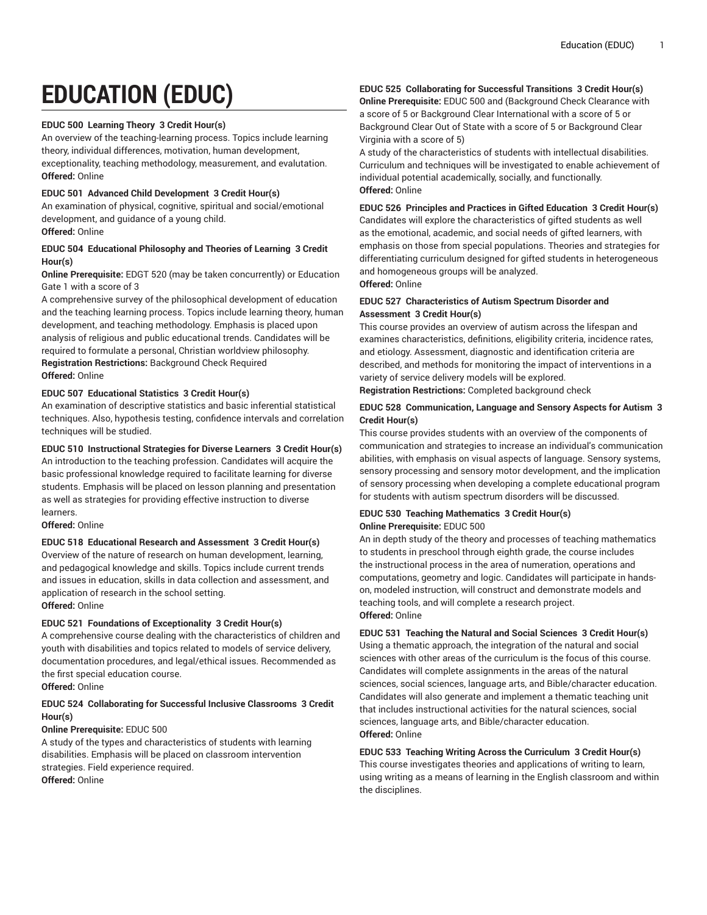# EDUCATION (EDUC)

**EDUC 500 Learning Theory 3 Credit Hour(s)**
An overview of the teaching-learning process. Topics include learning theory, individual differences, motivation, human development, exceptionality, teaching methodology, measurement, and evalutation.
**Offered:** Online

**EDUC 501 Advanced Child Development 3 Credit Hour(s)**
An examination of physical, cognitive, spiritual and social/emotional development, and guidance of a young child.
**Offered:** Online

**EDUC 504 Educational Philosophy and Theories of Learning 3 Credit Hour(s)**
**Online Prerequisite:** EDGT 520 (may be taken concurrently) or Education Gate 1 with a score of 3
A comprehensive survey of the philosophical development of education and the teaching learning process. Topics include learning theory, human development, and teaching methodology. Emphasis is placed upon analysis of religious and public educational trends. Candidates will be required to formulate a personal, Christian worldview philosophy.
**Registration Restrictions:** Background Check Required
**Offered:** Online

**EDUC 507 Educational Statistics 3 Credit Hour(s)**
An examination of descriptive statistics and basic inferential statistical techniques. Also, hypothesis testing, confidence intervals and correlation techniques will be studied.

**EDUC 510 Instructional Strategies for Diverse Learners 3 Credit Hour(s)**
An introduction to the teaching profession. Candidates will acquire the basic professional knowledge required to facilitate learning for diverse students. Emphasis will be placed on lesson planning and presentation as well as strategies for providing effective instruction to diverse learners.
**Offered:** Online

**EDUC 518 Educational Research and Assessment 3 Credit Hour(s)**
Overview of the nature of research on human development, learning, and pedagogical knowledge and skills. Topics include current trends and issues in education, skills in data collection and assessment, and application of research in the school setting.
**Offered:** Online

**EDUC 521 Foundations of Exceptionality 3 Credit Hour(s)**
A comprehensive course dealing with the characteristics of children and youth with disabilities and topics related to models of service delivery, documentation procedures, and legal/ethical issues. Recommended as the first special education course.
**Offered:** Online

**EDUC 524 Collaborating for Successful Inclusive Classrooms 3 Credit Hour(s)**
**Online Prerequisite:** EDUC 500
A study of the types and characteristics of students with learning disabilities. Emphasis will be placed on classroom intervention strategies. Field experience required.
**Offered:** Online

**EDUC 525 Collaborating for Successful Transitions 3 Credit Hour(s)**
**Online Prerequisite:** EDUC 500 and (Background Check Clearance with a score of 5 or Background Clear International with a score of 5 or Background Clear Out of State with a score of 5 or Background Clear Virginia with a score of 5)
A study of the characteristics of students with intellectual disabilities. Curriculum and techniques will be investigated to enable achievement of individual potential academically, socially, and functionally.
**Offered:** Online

**EDUC 526 Principles and Practices in Gifted Education 3 Credit Hour(s)**
Candidates will explore the characteristics of gifted students as well as the emotional, academic, and social needs of gifted learners, with emphasis on those from special populations. Theories and strategies for differentiating curriculum designed for gifted students in heterogeneous and homogeneous groups will be analyzed.
**Offered:** Online

**EDUC 527 Characteristics of Autism Spectrum Disorder and Assessment 3 Credit Hour(s)**
This course provides an overview of autism across the lifespan and examines characteristics, definitions, eligibility criteria, incidence rates, and etiology. Assessment, diagnostic and identification criteria are described, and methods for monitoring the impact of interventions in a variety of service delivery models will be explored.
**Registration Restrictions:** Completed background check

**EDUC 528 Communication, Language and Sensory Aspects for Autism 3 Credit Hour(s)**
This course provides students with an overview of the components of communication and strategies to increase an individual's communication abilities, with emphasis on visual aspects of language. Sensory systems, sensory processing and sensory motor development, and the implication of sensory processing when developing a complete educational program for students with autism spectrum disorders will be discussed.

**EDUC 530 Teaching Mathematics 3 Credit Hour(s)**
**Online Prerequisite:** EDUC 500
An in depth study of the theory and processes of teaching mathematics to students in preschool through eighth grade, the course includes the instructional process in the area of numeration, operations and computations, geometry and logic. Candidates will participate in hands-on, modeled instruction, will construct and demonstrate models and teaching tools, and will complete a research project.
**Offered:** Online

**EDUC 531 Teaching the Natural and Social Sciences 3 Credit Hour(s)**
Using a thematic approach, the integration of the natural and social sciences with other areas of the curriculum is the focus of this course. Candidates will complete assignments in the areas of the natural sciences, social sciences, language arts, and Bible/character education. Candidates will also generate and implement a thematic teaching unit that includes instructional activities for the natural sciences, social sciences, language arts, and Bible/character education.
**Offered:** Online

**EDUC 533 Teaching Writing Across the Curriculum 3 Credit Hour(s)**
This course investigates theories and applications of writing to learn, using writing as a means of learning in the English classroom and within the disciplines.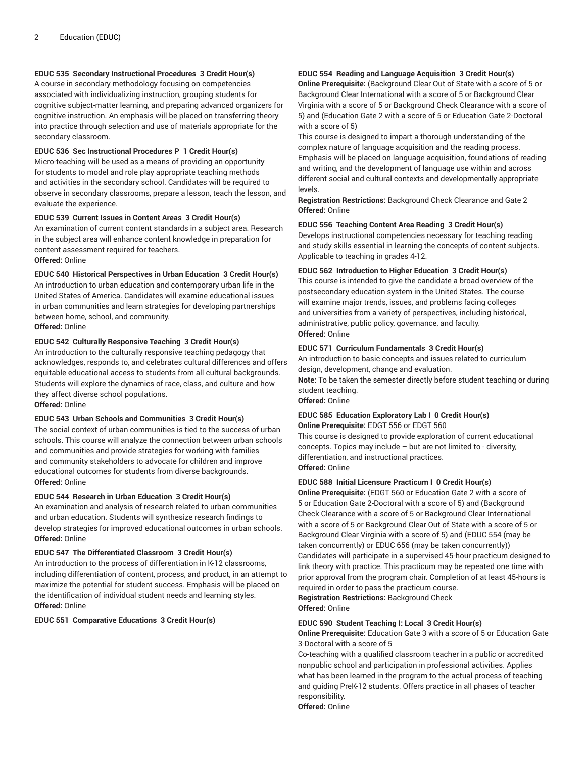**EDUC 535 Secondary Instructional Procedures 3 Credit Hour(s)**
A course in secondary methodology focusing on competencies associated with individualizing instruction, grouping students for cognitive subject-matter learning, and preparing advanced organizers for cognitive instruction. An emphasis will be placed on transferring theory into practice through selection and use of materials appropriate for the secondary classroom.

**EDUC 536 Sec Instructional Procedures P 1 Credit Hour(s)**
Micro-teaching will be used as a means of providing an opportunity for students to model and role play appropriate teaching methods and activities in the secondary school. Candidates will be required to observe in secondary classrooms, prepare a lesson, teach the lesson, and evaluate the experience.

**EDUC 539 Current Issues in Content Areas 3 Credit Hour(s)**
An examination of current content standards in a subject area. Research in the subject area will enhance content knowledge in preparation for content assessment required for teachers.
**Offered:** Online

**EDUC 540 Historical Perspectives in Urban Education 3 Credit Hour(s)**
An introduction to urban education and contemporary urban life in the United States of America. Candidates will examine educational issues in urban communities and learn strategies for developing partnerships between home, school, and community.
**Offered:** Online

**EDUC 542 Culturally Responsive Teaching 3 Credit Hour(s)**
An introduction to the culturally responsive teaching pedagogy that acknowledges, responds to, and celebrates cultural differences and offers equitable educational access to students from all cultural backgrounds. Students will explore the dynamics of race, class, and culture and how they affect diverse school populations.
**Offered:** Online

**EDUC 543 Urban Schools and Communities 3 Credit Hour(s)**
The social context of urban communities is tied to the success of urban schools. This course will analyze the connection between urban schools and communities and provide strategies for working with families and community stakeholders to advocate for children and improve educational outcomes for students from diverse backgrounds.
**Offered:** Online

**EDUC 544 Research in Urban Education 3 Credit Hour(s)**
An examination and analysis of research related to urban communities and urban education. Students will synthesize research findings to develop strategies for improved educational outcomes in urban schools.
**Offered:** Online

**EDUC 547 The Differentiated Classroom 3 Credit Hour(s)**
An introduction to the process of differentiation in K-12 classrooms, including differentiation of content, process, and product, in an attempt to maximize the potential for student success. Emphasis will be placed on the identification of individual student needs and learning styles.
**Offered:** Online

**EDUC 551 Comparative Educations 3 Credit Hour(s)**

**EDUC 554 Reading and Language Acquisition 3 Credit Hour(s)**
**Online Prerequisite:** (Background Clear Out of State with a score of 5 or Background Clear International with a score of 5 or Background Clear Virginia with a score of 5 or Background Check Clearance with a score of 5) and (Education Gate 2 with a score of 5 or Education Gate 2-Doctoral with a score of 5)
This course is designed to impart a thorough understanding of the complex nature of language acquisition and the reading process. Emphasis will be placed on language acquisition, foundations of reading and writing, and the development of language use within and across different social and cultural contexts and developmentally appropriate levels.
**Registration Restrictions:** Background Check Clearance and Gate 2
**Offered:** Online

**EDUC 556 Teaching Content Area Reading 3 Credit Hour(s)**
Develops instructional competencies necessary for teaching reading and study skills essential in learning the concepts of content subjects. Applicable to teaching in grades 4-12.

**EDUC 562 Introduction to Higher Education 3 Credit Hour(s)**
This course is intended to give the candidate a broad overview of the postsecondary education system in the United States. The course will examine major trends, issues, and problems facing colleges and universities from a variety of perspectives, including historical, administrative, public policy, governance, and faculty.
**Offered:** Online

**EDUC 571 Curriculum Fundamentals 3 Credit Hour(s)**
An introduction to basic concepts and issues related to curriculum design, development, change and evaluation.
**Note:** To be taken the semester directly before student teaching or during student teaching.
**Offered:** Online

**EDUC 585 Education Exploratory Lab I 0 Credit Hour(s)**
**Online Prerequisite:** EDGT 556 or EDGT 560
This course is designed to provide exploration of current educational concepts. Topics may include – but are not limited to - diversity, differentiation, and instructional practices.
**Offered:** Online

**EDUC 588 Initial Licensure Practicum I 0 Credit Hour(s)**
**Online Prerequisite:** (EDGT 560 or Education Gate 2 with a score of 5 or Education Gate 2-Doctoral with a score of 5) and (Background Check Clearance with a score of 5 or Background Clear International with a score of 5 or Background Clear Out of State with a score of 5 or Background Clear Virginia with a score of 5) and (EDUC 554 (may be taken concurrently) or EDUC 656 (may be taken concurrently))
Candidates will participate in a supervised 45-hour practicum designed to link theory with practice. This practicum may be repeated one time with prior approval from the program chair. Completion of at least 45-hours is required in order to pass the practicum course.
**Registration Restrictions:** Background Check
**Offered:** Online

**EDUC 590 Student Teaching I: Local 3 Credit Hour(s)**
**Online Prerequisite:** Education Gate 3 with a score of 5 or Education Gate 3-Doctoral with a score of 5
Co-teaching with a qualified classroom teacher in a public or accredited nonpublic school and participation in professional activities. Applies what has been learned in the program to the actual process of teaching and guiding PreK-12 students. Offers practice in all phases of teacher responsibility.
**Offered:** Online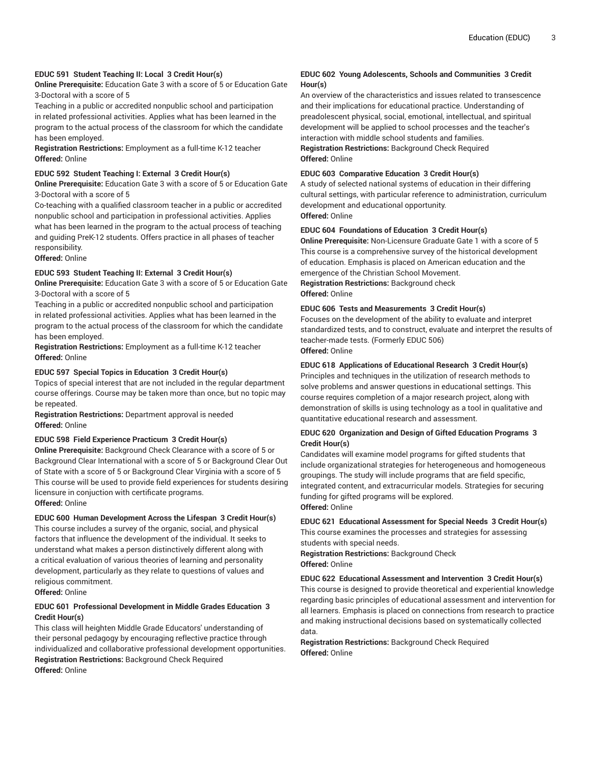**EDUC 591 Student Teaching II: Local 3 Credit Hour(s)**

**Online Prerequisite:** Education Gate 3 with a score of 5 or Education Gate 3-Doctoral with a score of 5

Teaching in a public or accredited nonpublic school and participation in related professional activities. Applies what has been learned in the program to the actual process of the classroom for which the candidate has been employed.

**Registration Restrictions:** Employment as a full-time K-12 teacher

**Offered:** Online

**EDUC 592 Student Teaching I: External 3 Credit Hour(s)**

**Online Prerequisite:** Education Gate 3 with a score of 5 or Education Gate 3-Doctoral with a score of 5

Co-teaching with a qualified classroom teacher in a public or accredited nonpublic school and participation in professional activities. Applies what has been learned in the program to the actual process of teaching and guiding PreK-12 students. Offers practice in all phases of teacher responsibility.

**Offered:** Online

**EDUC 593 Student Teaching II: External 3 Credit Hour(s)**

**Online Prerequisite:** Education Gate 3 with a score of 5 or Education Gate 3-Doctoral with a score of 5

Teaching in a public or accredited nonpublic school and participation in related professional activities. Applies what has been learned in the program to the actual process of the classroom for which the candidate has been employed.

**Registration Restrictions:** Employment as a full-time K-12 teacher

**Offered:** Online

**EDUC 597 Special Topics in Education 3 Credit Hour(s)**

Topics of special interest that are not included in the regular department course offerings. Course may be taken more than once, but no topic may be repeated.

**Registration Restrictions:** Department approval is needed

**Offered:** Online

**EDUC 598 Field Experience Practicum 3 Credit Hour(s)**

**Online Prerequisite:** Background Check Clearance with a score of 5 or Background Clear International with a score of 5 or Background Clear Out of State with a score of 5 or Background Clear Virginia with a score of 5

This course will be used to provide field experiences for students desiring licensure in conjuction with certificate programs.

**Offered:** Online

**EDUC 600 Human Development Across the Lifespan 3 Credit Hour(s)**

This course includes a survey of the organic, social, and physical factors that influence the development of the individual. It seeks to understand what makes a person distinctively different along with a critical evaluation of various theories of learning and personality development, particularly as they relate to questions of values and religious commitment.

**Offered:** Online

**EDUC 601 Professional Development in Middle Grades Education 3 Credit Hour(s)**

This class will heighten Middle Grade Educators' understanding of their personal pedagogy by encouraging reflective practice through individualized and collaborative professional development opportunities.

**Registration Restrictions:** Background Check Required

**Offered:** Online

**EDUC 602 Young Adolescents, Schools and Communities 3 Credit Hour(s)**

An overview of the characteristics and issues related to transescence and their implications for educational practice. Understanding of preadolescent physical, social, emotional, intellectual, and spiritual development will be applied to school processes and the teacher's interaction with middle school students and families.

**Registration Restrictions:** Background Check Required

**Offered:** Online

**EDUC 603 Comparative Education 3 Credit Hour(s)**

A study of selected national systems of education in their differing cultural settings, with particular reference to administration, curriculum development and educational opportunity.

**Offered:** Online

**EDUC 604 Foundations of Education 3 Credit Hour(s)**

**Online Prerequisite:** Non-Licensure Graduate Gate 1 with a score of 5

This course is a comprehensive survey of the historical development of education. Emphasis is placed on American education and the emergence of the Christian School Movement.

**Registration Restrictions:** Background check

**Offered:** Online

**EDUC 606 Tests and Measurements 3 Credit Hour(s)**

Focuses on the development of the ability to evaluate and interpret standardized tests, and to construct, evaluate and interpret the results of teacher-made tests. (Formerly EDUC 506)

**Offered:** Online

**EDUC 618 Applications of Educational Research 3 Credit Hour(s)**

Principles and techniques in the utilization of research methods to solve problems and answer questions in educational settings. This course requires completion of a major research project, along with demonstration of skills is using technology as a tool in qualitative and quantitative educational research and assessment.

**EDUC 620 Organization and Design of Gifted Education Programs 3 Credit Hour(s)**

Candidates will examine model programs for gifted students that include organizational strategies for heterogeneous and homogeneous groupings. The study will include programs that are field specific, integrated content, and extracurricular models. Strategies for securing funding for gifted programs will be explored.

**Offered:** Online

**EDUC 621 Educational Assessment for Special Needs 3 Credit Hour(s)**

This course examines the processes and strategies for assessing students with special needs.

**Registration Restrictions:** Background Check

**Offered:** Online

**EDUC 622 Educational Assessment and Intervention 3 Credit Hour(s)**

This course is designed to provide theoretical and experiential knowledge regarding basic principles of educational assessment and intervention for all learners. Emphasis is placed on connections from research to practice and making instructional decisions based on systematically collected data.

**Registration Restrictions:** Background Check Required

**Offered:** Online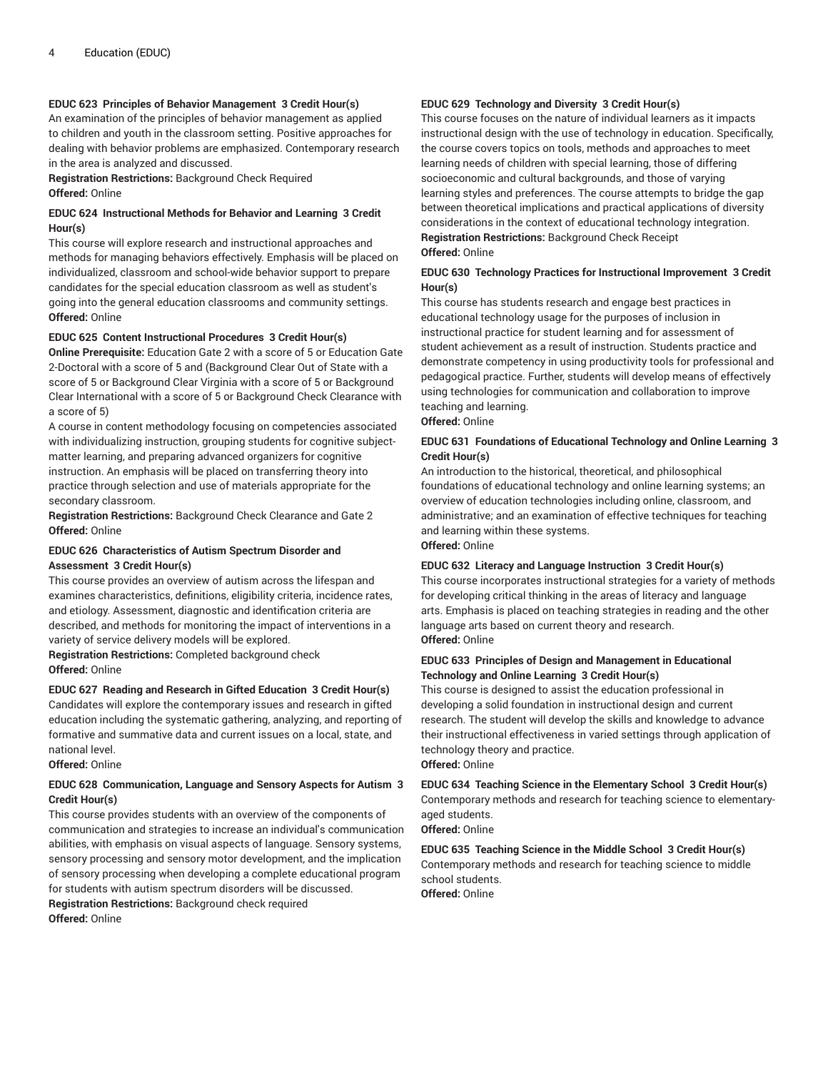**EDUC 623 Principles of Behavior Management 3 Credit Hour(s)**
An examination of the principles of behavior management as applied to children and youth in the classroom setting. Positive approaches for dealing with behavior problems are emphasized. Contemporary research in the area is analyzed and discussed.
**Registration Restrictions:** Background Check Required
**Offered:** Online

**EDUC 624 Instructional Methods for Behavior and Learning 3 Credit Hour(s)**
This course will explore research and instructional approaches and methods for managing behaviors effectively. Emphasis will be placed on individualized, classroom and school-wide behavior support to prepare candidates for the special education classroom as well as student's going into the general education classrooms and community settings.
**Offered:** Online

**EDUC 625 Content Instructional Procedures 3 Credit Hour(s)**
**Online Prerequisite:** Education Gate 2 with a score of 5 or Education Gate 2-Doctoral with a score of 5 and (Background Clear Out of State with a score of 5 or Background Clear Virginia with a score of 5 or Background Clear International with a score of 5 or Background Check Clearance with a score of 5)
A course in content methodology focusing on competencies associated with individualizing instruction, grouping students for cognitive subject-matter learning, and preparing advanced organizers for cognitive instruction. An emphasis will be placed on transferring theory into practice through selection and use of materials appropriate for the secondary classroom.
**Registration Restrictions:** Background Check Clearance and Gate 2
**Offered:** Online

**EDUC 626 Characteristics of Autism Spectrum Disorder and Assessment 3 Credit Hour(s)**
This course provides an overview of autism across the lifespan and examines characteristics, definitions, eligibility criteria, incidence rates, and etiology. Assessment, diagnostic and identification criteria are described, and methods for monitoring the impact of interventions in a variety of service delivery models will be explored.
**Registration Restrictions:** Completed background check
**Offered:** Online

**EDUC 627 Reading and Research in Gifted Education 3 Credit Hour(s)**
Candidates will explore the contemporary issues and research in gifted education including the systematic gathering, analyzing, and reporting of formative and summative data and current issues on a local, state, and national level.
**Offered:** Online

**EDUC 628 Communication, Language and Sensory Aspects for Autism 3 Credit Hour(s)**
This course provides students with an overview of the components of communication and strategies to increase an individual's communication abilities, with emphasis on visual aspects of language. Sensory systems, sensory processing and sensory motor development, and the implication of sensory processing when developing a complete educational program for students with autism spectrum disorders will be discussed.
**Registration Restrictions:** Background check required
**Offered:** Online

**EDUC 629 Technology and Diversity 3 Credit Hour(s)**
This course focuses on the nature of individual learners as it impacts instructional design with the use of technology in education. Specifically, the course covers topics on tools, methods and approaches to meet learning needs of children with special learning, those of differing socioeconomic and cultural backgrounds, and those of varying learning styles and preferences. The course attempts to bridge the gap between theoretical implications and practical applications of diversity considerations in the context of educational technology integration.
**Registration Restrictions:** Background Check Receipt
**Offered:** Online

**EDUC 630 Technology Practices for Instructional Improvement 3 Credit Hour(s)**
This course has students research and engage best practices in educational technology usage for the purposes of inclusion in instructional practice for student learning and for assessment of student achievement as a result of instruction. Students practice and demonstrate competency in using productivity tools for professional and pedagogical practice. Further, students will develop means of effectively using technologies for communication and collaboration to improve teaching and learning.
**Offered:** Online

**EDUC 631 Foundations of Educational Technology and Online Learning 3 Credit Hour(s)**
An introduction to the historical, theoretical, and philosophical foundations of educational technology and online learning systems; an overview of education technologies including online, classroom, and administrative; and an examination of effective techniques for teaching and learning within these systems.
**Offered:** Online

**EDUC 632 Literacy and Language Instruction 3 Credit Hour(s)**
This course incorporates instructional strategies for a variety of methods for developing critical thinking in the areas of literacy and language arts. Emphasis is placed on teaching strategies in reading and the other language arts based on current theory and research.
**Offered:** Online

**EDUC 633 Principles of Design and Management in Educational Technology and Online Learning 3 Credit Hour(s)**
This course is designed to assist the education professional in developing a solid foundation in instructional design and current research. The student will develop the skills and knowledge to advance their instructional effectiveness in varied settings through application of technology theory and practice.
**Offered:** Online

**EDUC 634 Teaching Science in the Elementary School 3 Credit Hour(s)**
Contemporary methods and research for teaching science to elementary-aged students.
**Offered:** Online

**EDUC 635 Teaching Science in the Middle School 3 Credit Hour(s)**
Contemporary methods and research for teaching science to middle school students.
**Offered:** Online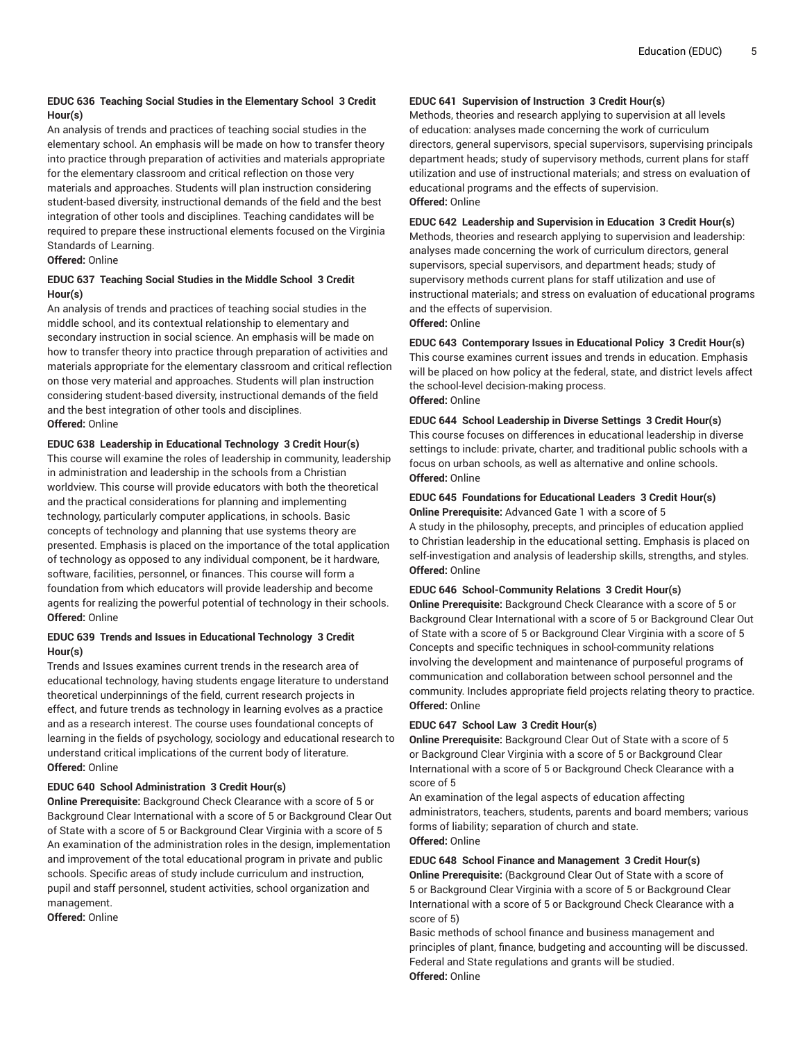**EDUC 636 Teaching Social Studies in the Elementary School 3 Credit Hour(s)**

An analysis of trends and practices of teaching social studies in the elementary school. An emphasis will be made on how to transfer theory into practice through preparation of activities and materials appropriate for the elementary classroom and critical reflection on those very materials and approaches. Students will plan instruction considering student-based diversity, instructional demands of the field and the best integration of other tools and disciplines. Teaching candidates will be required to prepare these instructional elements focused on the Virginia Standards of Learning.

**Offered:** Online

**EDUC 637 Teaching Social Studies in the Middle School 3 Credit Hour(s)**

An analysis of trends and practices of teaching social studies in the middle school, and its contextual relationship to elementary and secondary instruction in social science. An emphasis will be made on how to transfer theory into practice through preparation of activities and materials appropriate for the elementary classroom and critical reflection on those very material and approaches. Students will plan instruction considering student-based diversity, instructional demands of the field and the best integration of other tools and disciplines.

**Offered:** Online

**EDUC 638 Leadership in Educational Technology 3 Credit Hour(s)**

This course will examine the roles of leadership in community, leadership in administration and leadership in the schools from a Christian worldview. This course will provide educators with both the theoretical and the practical considerations for planning and implementing technology, particularly computer applications, in schools. Basic concepts of technology and planning that use systems theory are presented. Emphasis is placed on the importance of the total application of technology as opposed to any individual component, be it hardware, software, facilities, personnel, or finances. This course will form a foundation from which educators will provide leadership and become agents for realizing the powerful potential of technology in their schools.

**Offered:** Online

**EDUC 639 Trends and Issues in Educational Technology 3 Credit Hour(s)**

Trends and Issues examines current trends in the research area of educational technology, having students engage literature to understand theoretical underpinnings of the field, current research projects in effect, and future trends as technology in learning evolves as a practice and as a research interest. The course uses foundational concepts of learning in the fields of psychology, sociology and educational research to understand critical implications of the current body of literature.

**Offered:** Online

**EDUC 640 School Administration 3 Credit Hour(s)**

**Online Prerequisite:** Background Check Clearance with a score of 5 or Background Clear International with a score of 5 or Background Clear Out of State with a score of 5 or Background Clear Virginia with a score of 5

An examination of the administration roles in the design, implementation and improvement of the total educational program in private and public schools. Specific areas of study include curriculum and instruction, pupil and staff personnel, student activities, school organization and management.

**Offered:** Online

**EDUC 641 Supervision of Instruction 3 Credit Hour(s)**

Methods, theories and research applying to supervision at all levels of education: analyses made concerning the work of curriculum directors, general supervisors, special supervisors, supervising principals department heads; study of supervisory methods, current plans for staff utilization and use of instructional materials; and stress on evaluation of educational programs and the effects of supervision.

**Offered:** Online

**EDUC 642 Leadership and Supervision in Education 3 Credit Hour(s)**

Methods, theories and research applying to supervision and leadership: analyses made concerning the work of curriculum directors, general supervisors, special supervisors, and department heads; study of supervisory methods current plans for staff utilization and use of instructional materials; and stress on evaluation of educational programs and the effects of supervision.

**Offered:** Online

**EDUC 643 Contemporary Issues in Educational Policy 3 Credit Hour(s)**

This course examines current issues and trends in education. Emphasis will be placed on how policy at the federal, state, and district levels affect the school-level decision-making process.

**Offered:** Online

**EDUC 644 School Leadership in Diverse Settings 3 Credit Hour(s)**

This course focuses on differences in educational leadership in diverse settings to include: private, charter, and traditional public schools with a focus on urban schools, as well as alternative and online schools.

**Offered:** Online

**EDUC 645 Foundations for Educational Leaders 3 Credit Hour(s)**

**Online Prerequisite:** Advanced Gate 1 with a score of 5

A study in the philosophy, precepts, and principles of education applied to Christian leadership in the educational setting. Emphasis is placed on self-investigation and analysis of leadership skills, strengths, and styles.

**Offered:** Online

**EDUC 646 School-Community Relations 3 Credit Hour(s)**

**Online Prerequisite:** Background Check Clearance with a score of 5 or Background Clear International with a score of 5 or Background Clear Out of State with a score of 5 or Background Clear Virginia with a score of 5

Concepts and specific techniques in school-community relations involving the development and maintenance of purposeful programs of communication and collaboration between school personnel and the community. Includes appropriate field projects relating theory to practice.

**Offered:** Online

**EDUC 647 School Law 3 Credit Hour(s)**

**Online Prerequisite:** Background Clear Out of State with a score of 5 or Background Clear Virginia with a score of 5 or Background Clear International with a score of 5 or Background Check Clearance with a score of 5

An examination of the legal aspects of education affecting administrators, teachers, students, parents and board members; various forms of liability; separation of church and state.

**Offered:** Online

**EDUC 648 School Finance and Management 3 Credit Hour(s)**

**Online Prerequisite:** (Background Clear Out of State with a score of 5 or Background Clear Virginia with a score of 5 or Background Clear International with a score of 5 or Background Check Clearance with a score of 5)

Basic methods of school finance and business management and principles of plant, finance, budgeting and accounting will be discussed. Federal and State regulations and grants will be studied.

**Offered:** Online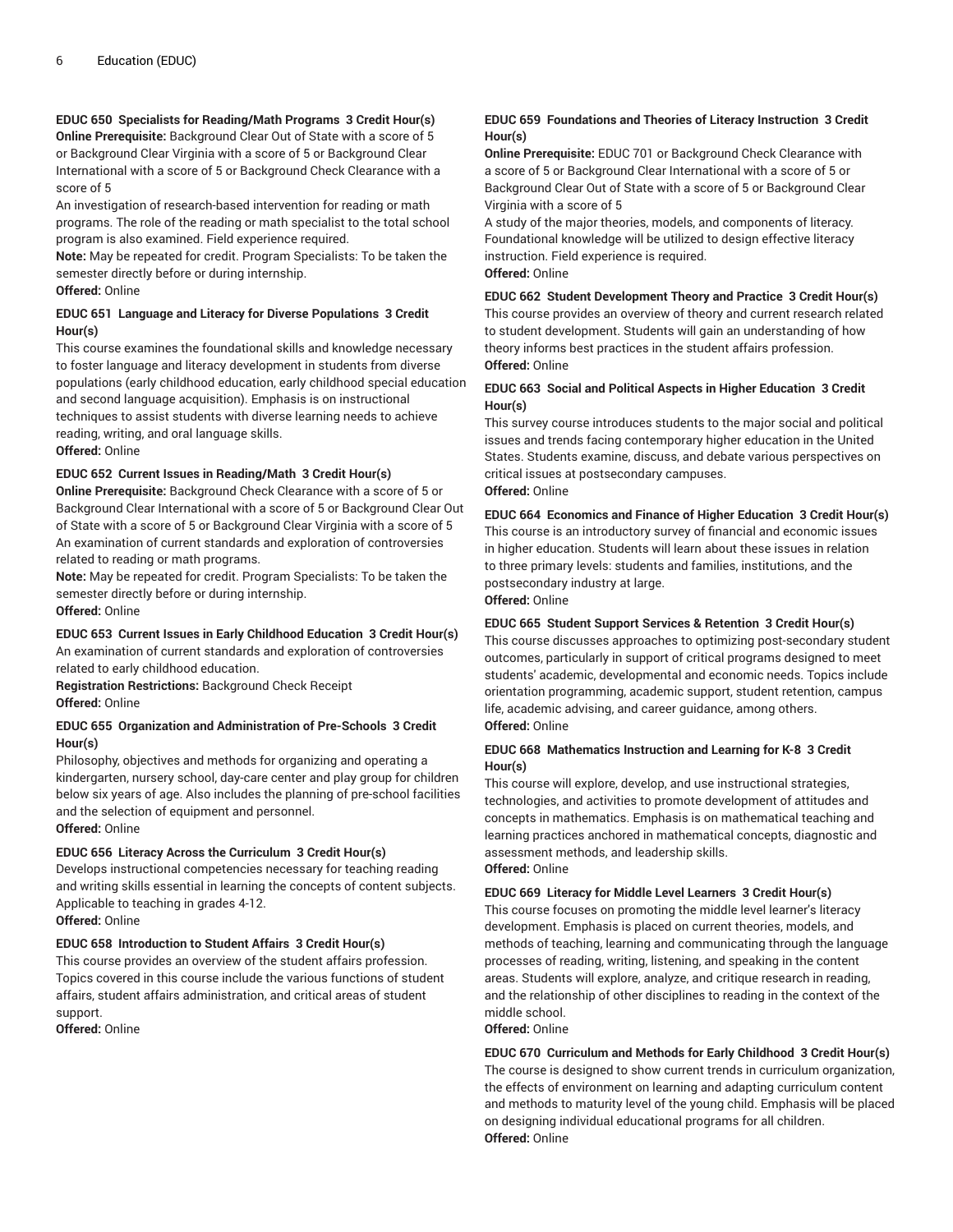**EDUC 650 Specialists for Reading/Math Programs 3 Credit Hour(s)**
**Online Prerequisite:** Background Clear Out of State with a score of 5 or Background Clear Virginia with a score of 5 or Background Clear International with a score of 5 or Background Check Clearance with a score of 5
An investigation of research-based intervention for reading or math programs. The role of the reading or math specialist to the total school program is also examined. Field experience required.
**Note:** May be repeated for credit. Program Specialists: To be taken the semester directly before or during internship.
**Offered:** Online

**EDUC 651 Language and Literacy for Diverse Populations 3 Credit Hour(s)**
This course examines the foundational skills and knowledge necessary to foster language and literacy development in students from diverse populations (early childhood education, early childhood special education and second language acquisition). Emphasis is on instructional techniques to assist students with diverse learning needs to achieve reading, writing, and oral language skills.
**Offered:** Online

**EDUC 652 Current Issues in Reading/Math 3 Credit Hour(s)**
**Online Prerequisite:** Background Check Clearance with a score of 5 or Background Clear International with a score of 5 or Background Clear Out of State with a score of 5 or Background Clear Virginia with a score of 5
An examination of current standards and exploration of controversies related to reading or math programs.
**Note:** May be repeated for credit. Program Specialists: To be taken the semester directly before or during internship.
**Offered:** Online

**EDUC 653 Current Issues in Early Childhood Education 3 Credit Hour(s)**
An examination of current standards and exploration of controversies related to early childhood education.
**Registration Restrictions:** Background Check Receipt
**Offered:** Online

**EDUC 655 Organization and Administration of Pre-Schools 3 Credit Hour(s)**
Philosophy, objectives and methods for organizing and operating a kindergarten, nursery school, day-care center and play group for children below six years of age. Also includes the planning of pre-school facilities and the selection of equipment and personnel.
**Offered:** Online

**EDUC 656 Literacy Across the Curriculum 3 Credit Hour(s)**
Develops instructional competencies necessary for teaching reading and writing skills essential in learning the concepts of content subjects. Applicable to teaching in grades 4-12.
**Offered:** Online

**EDUC 658 Introduction to Student Affairs 3 Credit Hour(s)**
This course provides an overview of the student affairs profession. Topics covered in this course include the various functions of student affairs, student affairs administration, and critical areas of student support.
**Offered:** Online

**EDUC 659 Foundations and Theories of Literacy Instruction 3 Credit Hour(s)**
**Online Prerequisite:** EDUC 701 or Background Check Clearance with a score of 5 or Background Clear International with a score of 5 or Background Clear Out of State with a score of 5 or Background Clear Virginia with a score of 5
A study of the major theories, models, and components of literacy. Foundational knowledge will be utilized to design effective literacy instruction. Field experience is required.
**Offered:** Online

**EDUC 662 Student Development Theory and Practice 3 Credit Hour(s)**
This course provides an overview of theory and current research related to student development. Students will gain an understanding of how theory informs best practices in the student affairs profession.
**Offered:** Online

**EDUC 663 Social and Political Aspects in Higher Education 3 Credit Hour(s)**
This survey course introduces students to the major social and political issues and trends facing contemporary higher education in the United States. Students examine, discuss, and debate various perspectives on critical issues at postsecondary campuses.
**Offered:** Online

**EDUC 664 Economics and Finance of Higher Education 3 Credit Hour(s)**
This course is an introductory survey of financial and economic issues in higher education. Students will learn about these issues in relation to three primary levels: students and families, institutions, and the postsecondary industry at large.
**Offered:** Online

**EDUC 665 Student Support Services & Retention 3 Credit Hour(s)**
This course discusses approaches to optimizing post-secondary student outcomes, particularly in support of critical programs designed to meet students' academic, developmental and economic needs. Topics include orientation programming, academic support, student retention, campus life, academic advising, and career guidance, among others.
**Offered:** Online

**EDUC 668 Mathematics Instruction and Learning for K-8 3 Credit Hour(s)**
This course will explore, develop, and use instructional strategies, technologies, and activities to promote development of attitudes and concepts in mathematics. Emphasis is on mathematical teaching and learning practices anchored in mathematical concepts, diagnostic and assessment methods, and leadership skills.
**Offered:** Online

**EDUC 669 Literacy for Middle Level Learners 3 Credit Hour(s)**
This course focuses on promoting the middle level learner's literacy development. Emphasis is placed on current theories, models, and methods of teaching, learning and communicating through the language processes of reading, writing, listening, and speaking in the content areas. Students will explore, analyze, and critique research in reading, and the relationship of other disciplines to reading in the context of the middle school.
**Offered:** Online

**EDUC 670 Curriculum and Methods for Early Childhood 3 Credit Hour(s)**
The course is designed to show current trends in curriculum organization, the effects of environment on learning and adapting curriculum content and methods to maturity level of the young child. Emphasis will be placed on designing individual educational programs for all children.
**Offered:** Online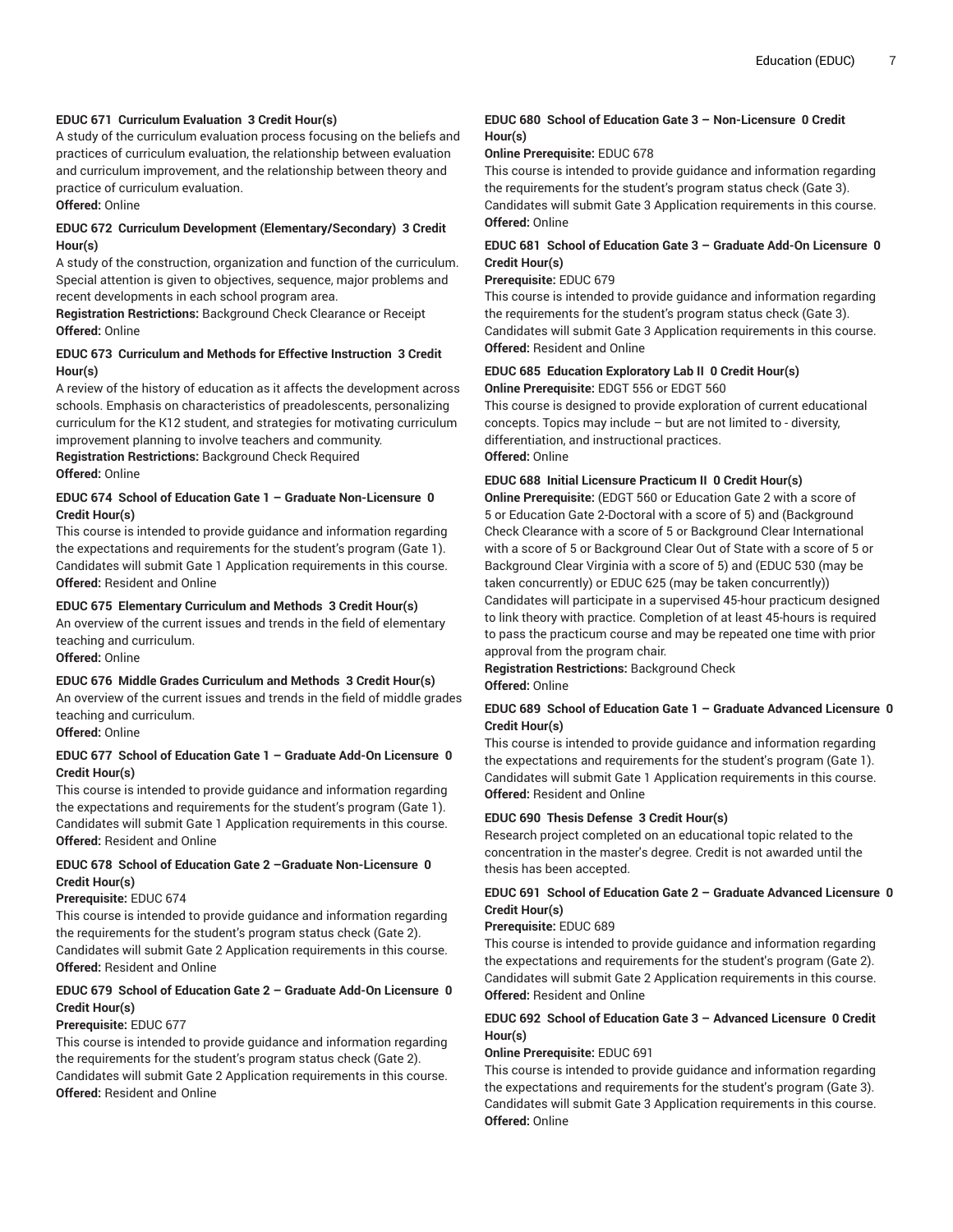**EDUC 671 Curriculum Evaluation 3 Credit Hour(s)**
A study of the curriculum evaluation process focusing on the beliefs and practices of curriculum evaluation, the relationship between evaluation and curriculum improvement, and the relationship between theory and practice of curriculum evaluation.
**Offered:** Online

**EDUC 672 Curriculum Development (Elementary/Secondary) 3 Credit Hour(s)**
A study of the construction, organization and function of the curriculum. Special attention is given to objectives, sequence, major problems and recent developments in each school program area.
**Registration Restrictions:** Background Check Clearance or Receipt
**Offered:** Online

**EDUC 673 Curriculum and Methods for Effective Instruction 3 Credit Hour(s)**
A review of the history of education as it affects the development across schools. Emphasis on characteristics of preadolescents, personalizing curriculum for the K12 student, and strategies for motivating curriculum improvement planning to involve teachers and community.
**Registration Restrictions:** Background Check Required
**Offered:** Online

**EDUC 674 School of Education Gate 1 – Graduate Non-Licensure 0 Credit Hour(s)**
This course is intended to provide guidance and information regarding the expectations and requirements for the student's program (Gate 1). Candidates will submit Gate 1 Application requirements in this course.
**Offered:** Resident and Online

**EDUC 675 Elementary Curriculum and Methods 3 Credit Hour(s)**
An overview of the current issues and trends in the field of elementary teaching and curriculum.
**Offered:** Online

**EDUC 676 Middle Grades Curriculum and Methods 3 Credit Hour(s)**
An overview of the current issues and trends in the field of middle grades teaching and curriculum.
**Offered:** Online

**EDUC 677 School of Education Gate 1 – Graduate Add-On Licensure 0 Credit Hour(s)**
This course is intended to provide guidance and information regarding the expectations and requirements for the student's program (Gate 1). Candidates will submit Gate 1 Application requirements in this course.
**Offered:** Resident and Online

**EDUC 678 School of Education Gate 2 –Graduate Non-Licensure 0 Credit Hour(s)**
**Prerequisite:** EDUC 674
This course is intended to provide guidance and information regarding the requirements for the student's program status check (Gate 2). Candidates will submit Gate 2 Application requirements in this course.
**Offered:** Resident and Online

**EDUC 679 School of Education Gate 2 – Graduate Add-On Licensure 0 Credit Hour(s)**
**Prerequisite:** EDUC 677
This course is intended to provide guidance and information regarding the requirements for the student's program status check (Gate 2). Candidates will submit Gate 2 Application requirements in this course.
**Offered:** Resident and Online

**EDUC 680 School of Education Gate 3 – Non-Licensure 0 Credit Hour(s)**
**Online Prerequisite:** EDUC 678
This course is intended to provide guidance and information regarding the requirements for the student's program status check (Gate 3). Candidates will submit Gate 3 Application requirements in this course.
**Offered:** Online

**EDUC 681 School of Education Gate 3 – Graduate Add-On Licensure 0 Credit Hour(s)**
**Prerequisite:** EDUC 679
This course is intended to provide guidance and information regarding the requirements for the student's program status check (Gate 3). Candidates will submit Gate 3 Application requirements in this course.
**Offered:** Resident and Online

**EDUC 685 Education Exploratory Lab II 0 Credit Hour(s)**
**Online Prerequisite:** EDGT 556 or EDGT 560
This course is designed to provide exploration of current educational concepts. Topics may include – but are not limited to - diversity, differentiation, and instructional practices.
**Offered:** Online

**EDUC 688 Initial Licensure Practicum II 0 Credit Hour(s)**
**Online Prerequisite:** (EDGT 560 or Education Gate 2 with a score of 5 or Education Gate 2-Doctoral with a score of 5) and (Background Check Clearance with a score of 5 or Background Clear International with a score of 5 or Background Clear Out of State with a score of 5 or Background Clear Virginia with a score of 5) and (EDUC 530 (may be taken concurrently) or EDUC 625 (may be taken concurrently))
Candidates will participate in a supervised 45-hour practicum designed to link theory with practice. Completion of at least 45-hours is required to pass the practicum course and may be repeated one time with prior approval from the program chair.
**Registration Restrictions:** Background Check
**Offered:** Online

**EDUC 689 School of Education Gate 1 – Graduate Advanced Licensure 0 Credit Hour(s)**
This course is intended to provide guidance and information regarding the expectations and requirements for the student's program (Gate 1). Candidates will submit Gate 1 Application requirements in this course.
**Offered:** Resident and Online

**EDUC 690 Thesis Defense 3 Credit Hour(s)**
Research project completed on an educational topic related to the concentration in the master's degree. Credit is not awarded until the thesis has been accepted.

**EDUC 691 School of Education Gate 2 – Graduate Advanced Licensure 0 Credit Hour(s)**
**Prerequisite:** EDUC 689
This course is intended to provide guidance and information regarding the expectations and requirements for the student's program (Gate 2). Candidates will submit Gate 2 Application requirements in this course.
**Offered:** Resident and Online

**EDUC 692 School of Education Gate 3 – Advanced Licensure 0 Credit Hour(s)**
**Online Prerequisite:** EDUC 691
This course is intended to provide guidance and information regarding the expectations and requirements for the student's program (Gate 3). Candidates will submit Gate 3 Application requirements in this course.
**Offered:** Online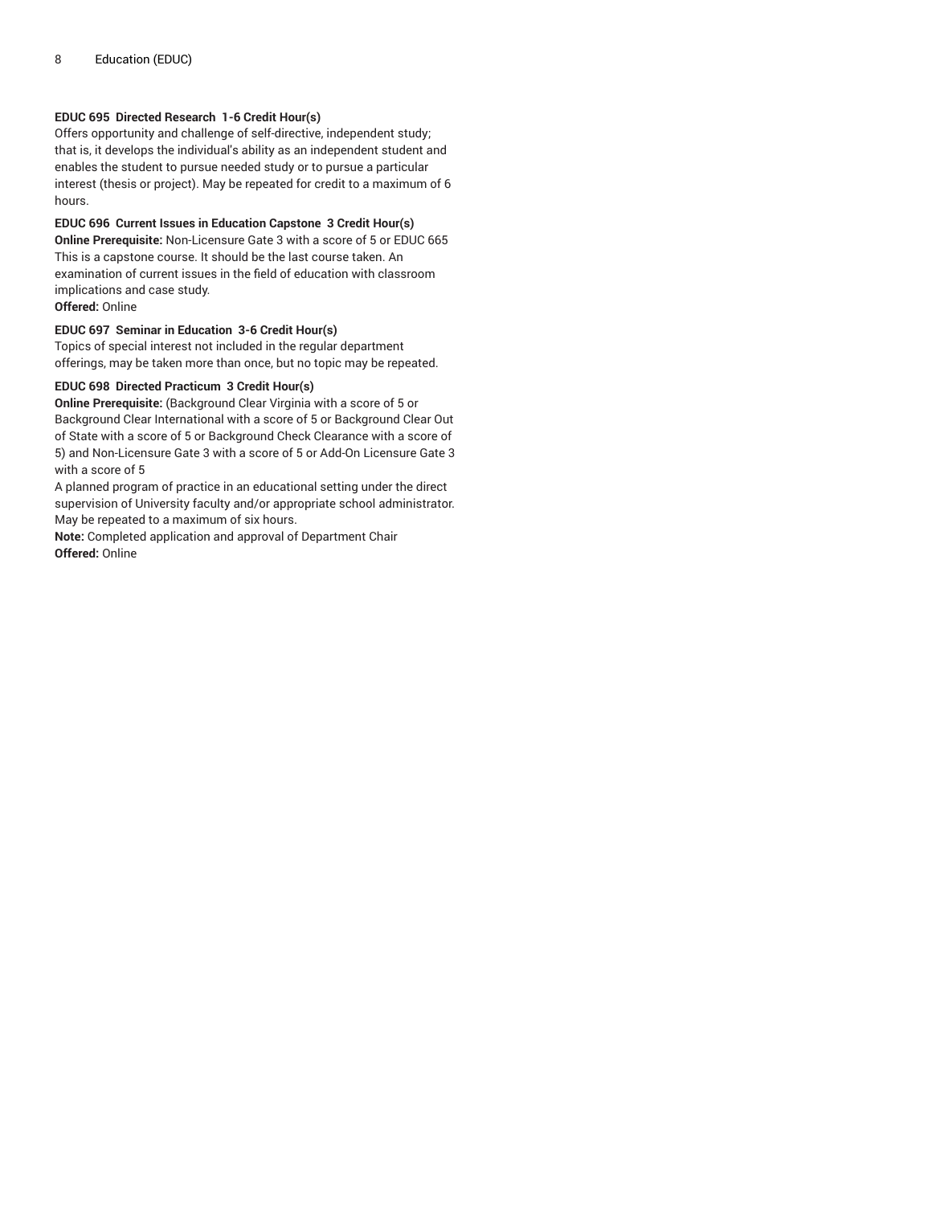**EDUC 695 Directed Research 1-6 Credit Hour(s)**
Offers opportunity and challenge of self-directive, independent study; that is, it develops the individual's ability as an independent student and enables the student to pursue needed study or to pursue a particular interest (thesis or project). May be repeated for credit to a maximum of 6 hours.

**EDUC 696 Current Issues in Education Capstone 3 Credit Hour(s)**
**Online Prerequisite:** Non-Licensure Gate 3 with a score of 5 or EDUC 665
This is a capstone course. It should be the last course taken. An examination of current issues in the field of education with classroom implications and case study.
**Offered:** Online

**EDUC 697 Seminar in Education 3-6 Credit Hour(s)**
Topics of special interest not included in the regular department offerings, may be taken more than once, but no topic may be repeated.

**EDUC 698 Directed Practicum 3 Credit Hour(s)**
**Online Prerequisite:** (Background Clear Virginia with a score of 5 or Background Clear International with a score of 5 or Background Clear Out of State with a score of 5 or Background Check Clearance with a score of 5) and Non-Licensure Gate 3 with a score of 5 or Add-On Licensure Gate 3 with a score of 5
A planned program of practice in an educational setting under the direct supervision of University faculty and/or appropriate school administrator. May be repeated to a maximum of six hours.
**Note:** Completed application and approval of Department Chair
**Offered:** Online